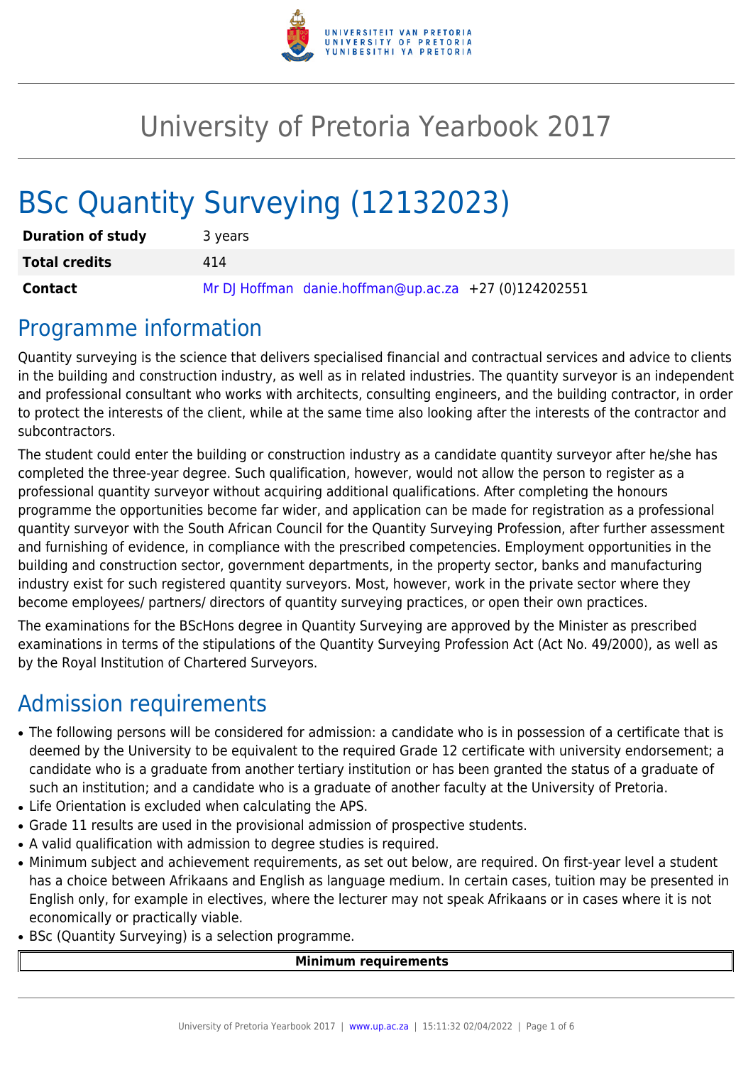# University of Pretoria Yearbook 2017

# BSc Quantity Surveying (12132023)

| | |
|---|---|
| **Duration of study** | 3 years |
| **Total credits** | 414 |
| **Contact** | Mr DJ Hoffman danie.hoffman@up.ac.za +27 (0)124202551 |

## Programme information

Quantity surveying is the science that delivers specialised financial and contractual services and advice to clients in the building and construction industry, as well as in related industries. The quantity surveyor is an independent and professional consultant who works with architects, consulting engineers, and the building contractor, in order to protect the interests of the client, while at the same time also looking after the interests of the contractor and subcontractors.

The student could enter the building or construction industry as a candidate quantity surveyor after he/she has completed the three-year degree. Such qualification, however, would not allow the person to register as a professional quantity surveyor without acquiring additional qualifications. After completing the honours programme the opportunities become far wider, and application can be made for registration as a professional quantity surveyor with the South African Council for the Quantity Surveying Profession, after further assessment and furnishing of evidence, in compliance with the prescribed competencies. Employment opportunities in the building and construction sector, government departments, in the property sector, banks and manufacturing industry exist for such registered quantity surveyors. Most, however, work in the private sector where they become employees/ partners/ directors of quantity surveying practices, or open their own practices.

The examinations for the BScHons degree in Quantity Surveying are approved by the Minister as prescribed examinations in terms of the stipulations of the Quantity Surveying Profession Act (Act No. 49/2000), as well as by the Royal Institution of Chartered Surveyors.

## Admission requirements

- The following persons will be considered for admission: a candidate who is in possession of a certificate that is deemed by the University to be equivalent to the required Grade 12 certificate with university endorsement; a candidate who is a graduate from another tertiary institution or has been granted the status of a graduate of such an institution; and a candidate who is a graduate of another faculty at the University of Pretoria.
- Life Orientation is excluded when calculating the APS.
- Grade 11 results are used in the provisional admission of prospective students.
- A valid qualification with admission to degree studies is required.
- Minimum subject and achievement requirements, as set out below, are required. On first-year level a student has a choice between Afrikaans and English as language medium. In certain cases, tuition may be presented in English only, for example in electives, where the lecturer may not speak Afrikaans or in cases where it is not economically or practically viable.
- BSc (Quantity Surveying) is a selection programme.

| Minimum requirements |
|---|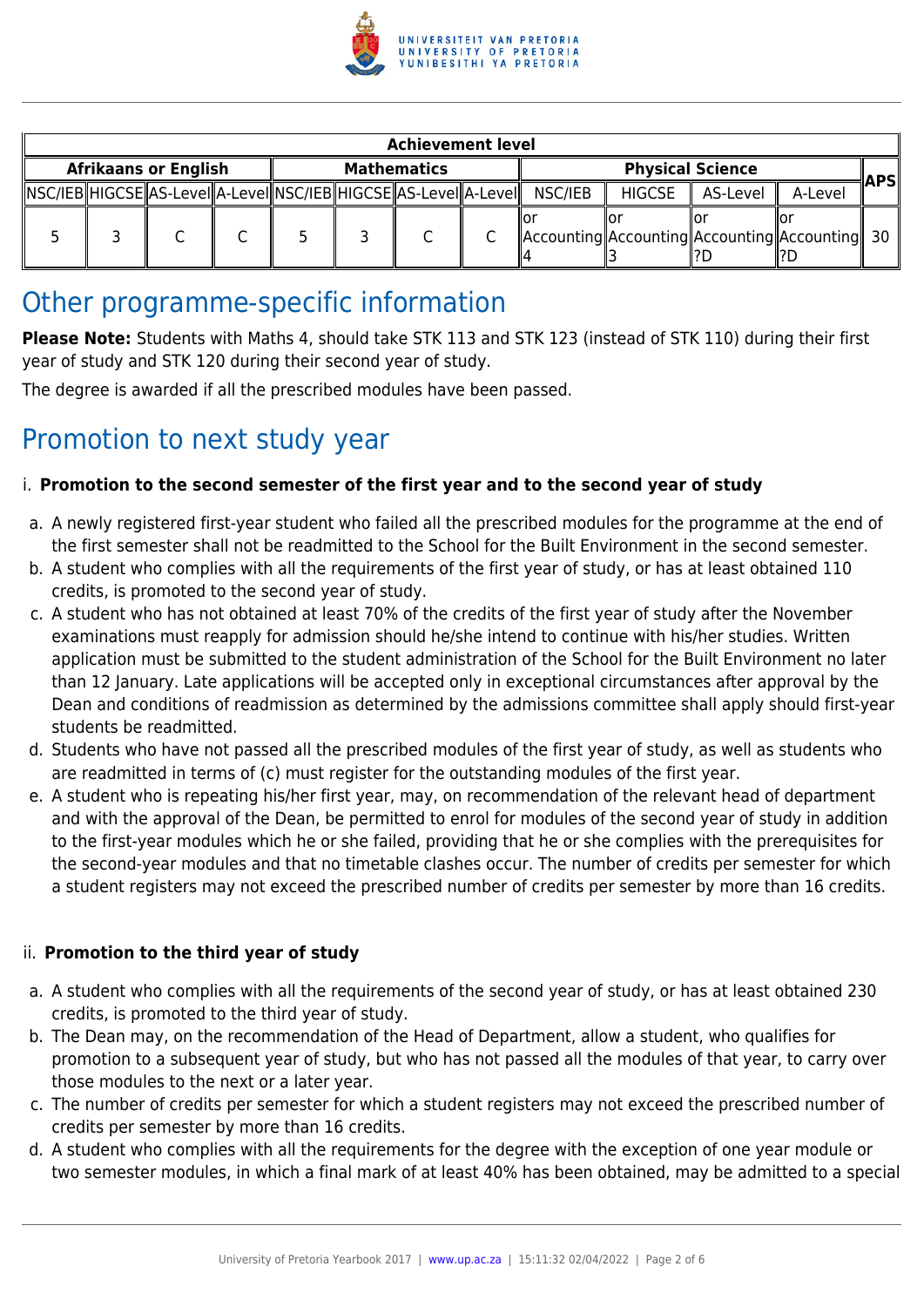| Achievement level | | | | | | | | | | | | |
|---|---|---|---|---|---|---|---|---|---|---|---|---|
| Afrikaans or English | | | | Mathematics | | | | Physical Science | | | | APS |
| NSC/IEB | HIGCSE | AS-Level | A-Level | NSC/IEB | HIGCSE | AS-Level | A-Level | NSC/IEB | HIGCSE | AS-Level | A-Level | |
| 5 | 3 | C | C | 5 | 3 | C | C | or Accounting 4 | or Accounting 3 | or Accounting ?D | or Accounting ?D | 30 |

# Other programme-specific information

**Please Note:** Students with Maths 4, should take STK 113 and STK 123 (instead of STK 110) during their first year of study and STK 120 during their second year of study.

The degree is awarded if all the prescribed modules have been passed.

# Promotion to next study year

i. **Promotion to the second semester of the first year and to the second year of study**

a. A newly registered first-year student who failed all the prescribed modules for the programme at the end of the first semester shall not be readmitted to the School for the Built Environment in the second semester.
b. A student who complies with all the requirements of the first year of study, or has at least obtained 110 credits, is promoted to the second year of study.
c. A student who has not obtained at least 70% of the credits of the first year of study after the November examinations must reapply for admission should he/she intend to continue with his/her studies. Written application must be submitted to the student administration of the School for the Built Environment no later than 12 January. Late applications will be accepted only in exceptional circumstances after approval by the Dean and conditions of readmission as determined by the admissions committee shall apply should first-year students be readmitted.
d. Students who have not passed all the prescribed modules of the first year of study, as well as students who are readmitted in terms of (c) must register for the outstanding modules of the first year.
e. A student who is repeating his/her first year, may, on recommendation of the relevant head of department and with the approval of the Dean, be permitted to enrol for modules of the second year of study in addition to the first-year modules which he or she failed, providing that he or she complies with the prerequisites for the second-year modules and that no timetable clashes occur. The number of credits per semester for which a student registers may not exceed the prescribed number of credits per semester by more than 16 credits.

ii. **Promotion to the third year of study**

a. A student who complies with all the requirements of the second year of study, or has at least obtained 230 credits, is promoted to the third year of study.
b. The Dean may, on the recommendation of the Head of Department, allow a student, who qualifies for promotion to a subsequent year of study, but who has not passed all the modules of that year, to carry over those modules to the next or a later year.
c. The number of credits per semester for which a student registers may not exceed the prescribed number of credits per semester by more than 16 credits.
d. A student who complies with all the requirements for the degree with the exception of one year module or two semester modules, in which a final mark of at least 40% has been obtained, may be admitted to a special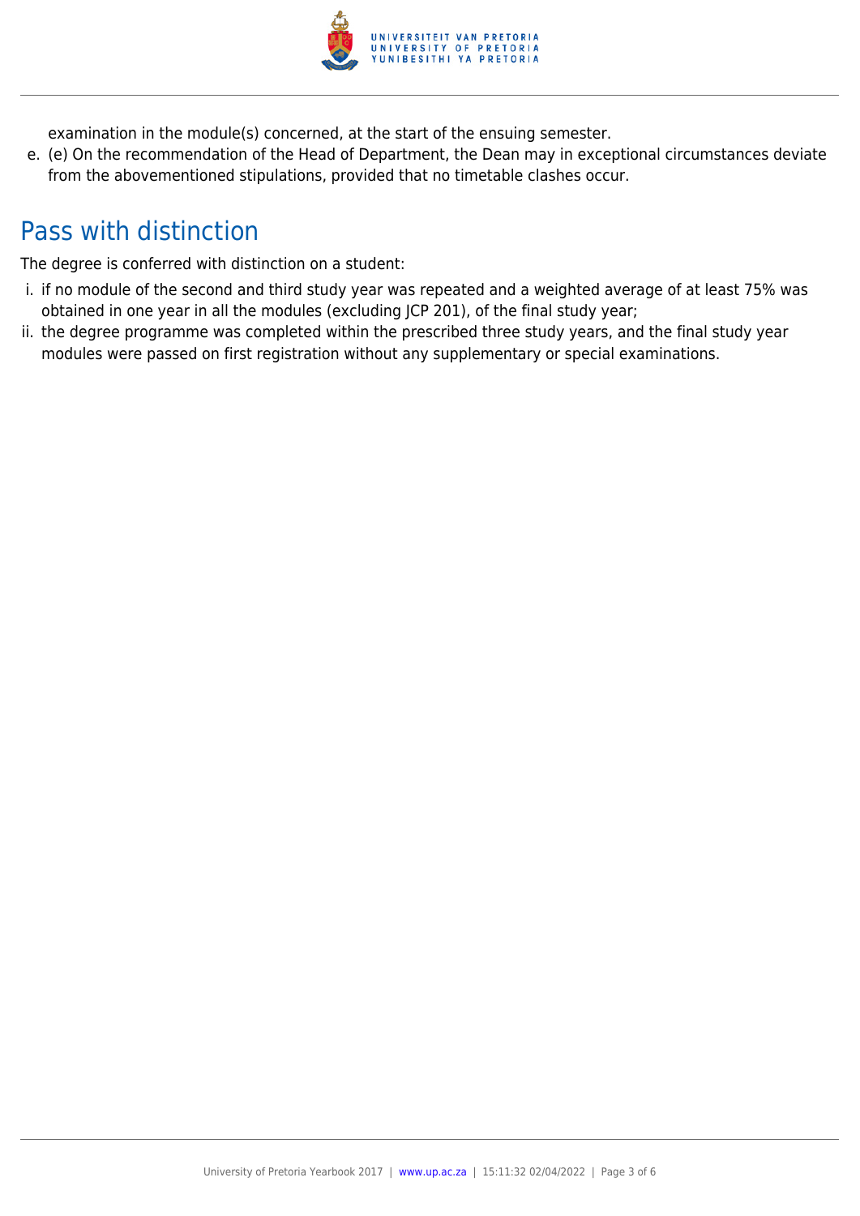examination in the module(s) concerned, at the start of the ensuing semester.

e. (e) On the recommendation of the Head of Department, the Dean may in exceptional circumstances deviate from the abovementioned stipulations, provided that no timetable clashes occur.

## Pass with distinction

The degree is conferred with distinction on a student:

i. if no module of the second and third study year was repeated and a weighted average of at least 75% was obtained in one year in all the modules (excluding JCP 201), of the final study year;

ii. the degree programme was completed within the prescribed three study years, and the final study year modules were passed on first registration without any supplementary or special examinations.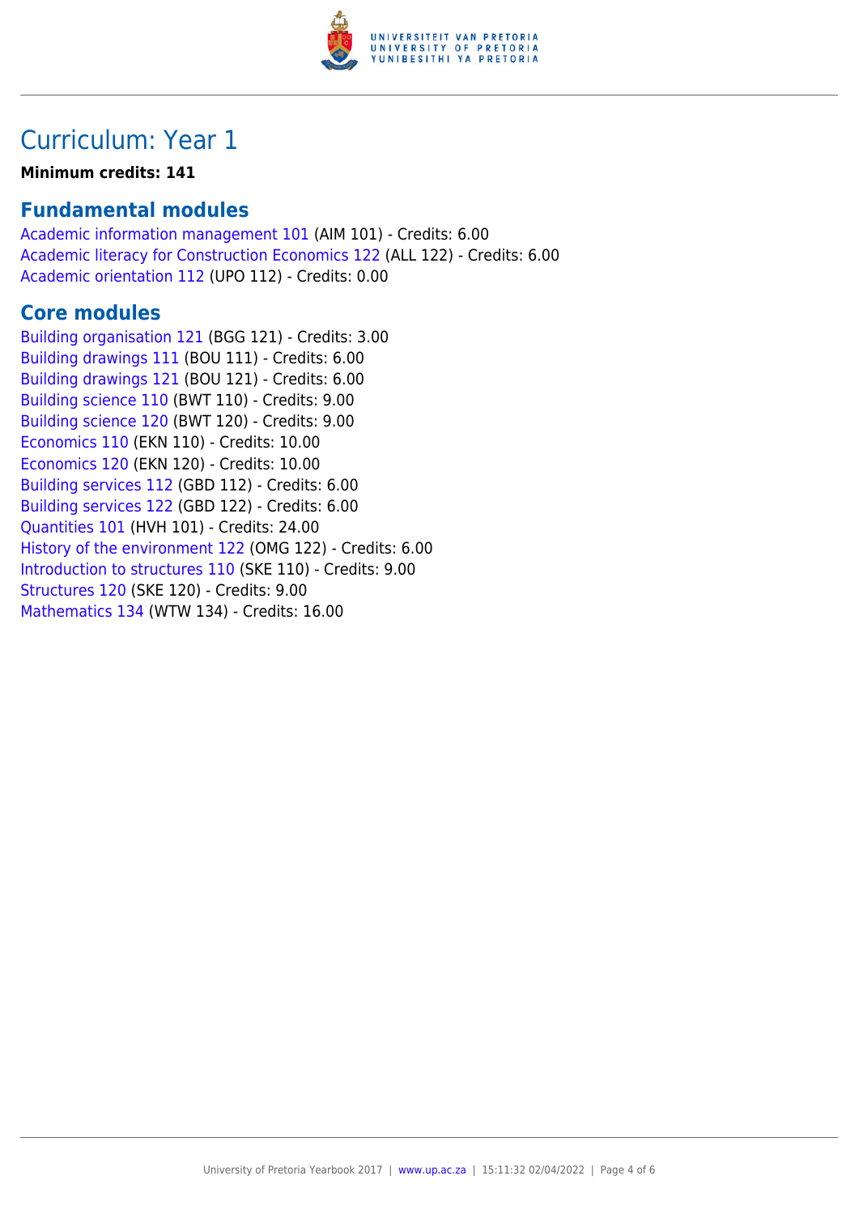# Curriculum: Year 1

**Minimum credits: 141**

## Fundamental modules

Academic information management 101 (AIM 101) - Credits: 6.00
Academic literacy for Construction Economics 122 (ALL 122) - Credits: 6.00
Academic orientation 112 (UPO 112) - Credits: 0.00

## Core modules

Building organisation 121 (BGG 121) - Credits: 3.00
Building drawings 111 (BOU 111) - Credits: 6.00
Building drawings 121 (BOU 121) - Credits: 6.00
Building science 110 (BWT 110) - Credits: 9.00
Building science 120 (BWT 120) - Credits: 9.00
Economics 110 (EKN 110) - Credits: 10.00
Economics 120 (EKN 120) - Credits: 10.00
Building services 112 (GBD 112) - Credits: 6.00
Building services 122 (GBD 122) - Credits: 6.00
Quantities 101 (HVH 101) - Credits: 24.00
History of the environment 122 (OMG 122) - Credits: 6.00
Introduction to structures 110 (SKE 110) - Credits: 9.00
Structures 120 (SKE 120) - Credits: 9.00
Mathematics 134 (WTW 134) - Credits: 16.00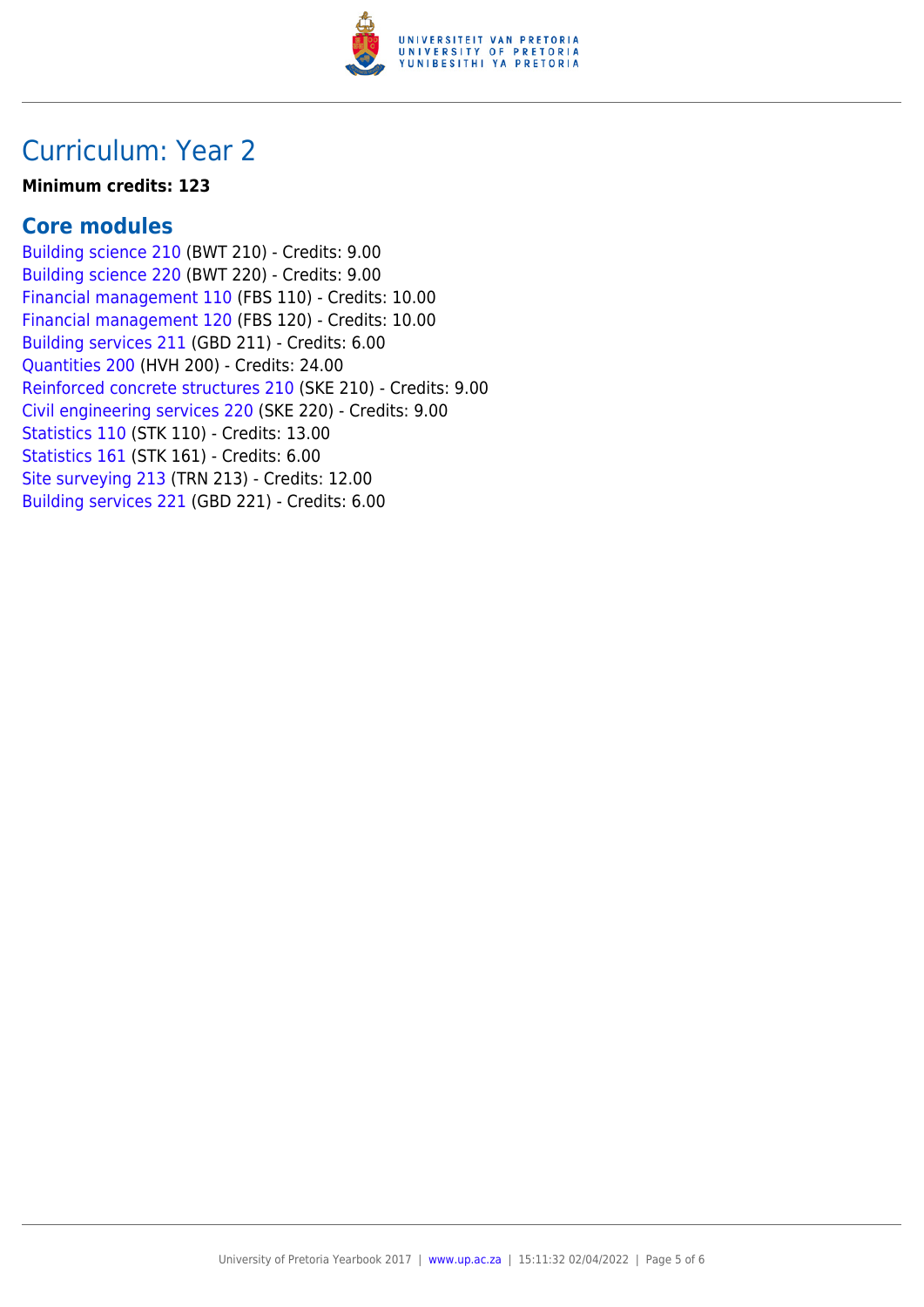# Curriculum: Year 2

**Minimum credits: 123**

## Core modules

Building science 210 (BWT 210) - Credits: 9.00
Building science 220 (BWT 220) - Credits: 9.00
Financial management 110 (FBS 110) - Credits: 10.00
Financial management 120 (FBS 120) - Credits: 10.00
Building services 211 (GBD 211) - Credits: 6.00
Quantities 200 (HVH 200) - Credits: 24.00
Reinforced concrete structures 210 (SKE 210) - Credits: 9.00
Civil engineering services 220 (SKE 220) - Credits: 9.00
Statistics 110 (STK 110) - Credits: 13.00
Statistics 161 (STK 161) - Credits: 6.00
Site surveying 213 (TRN 213) - Credits: 12.00
Building services 221 (GBD 221) - Credits: 6.00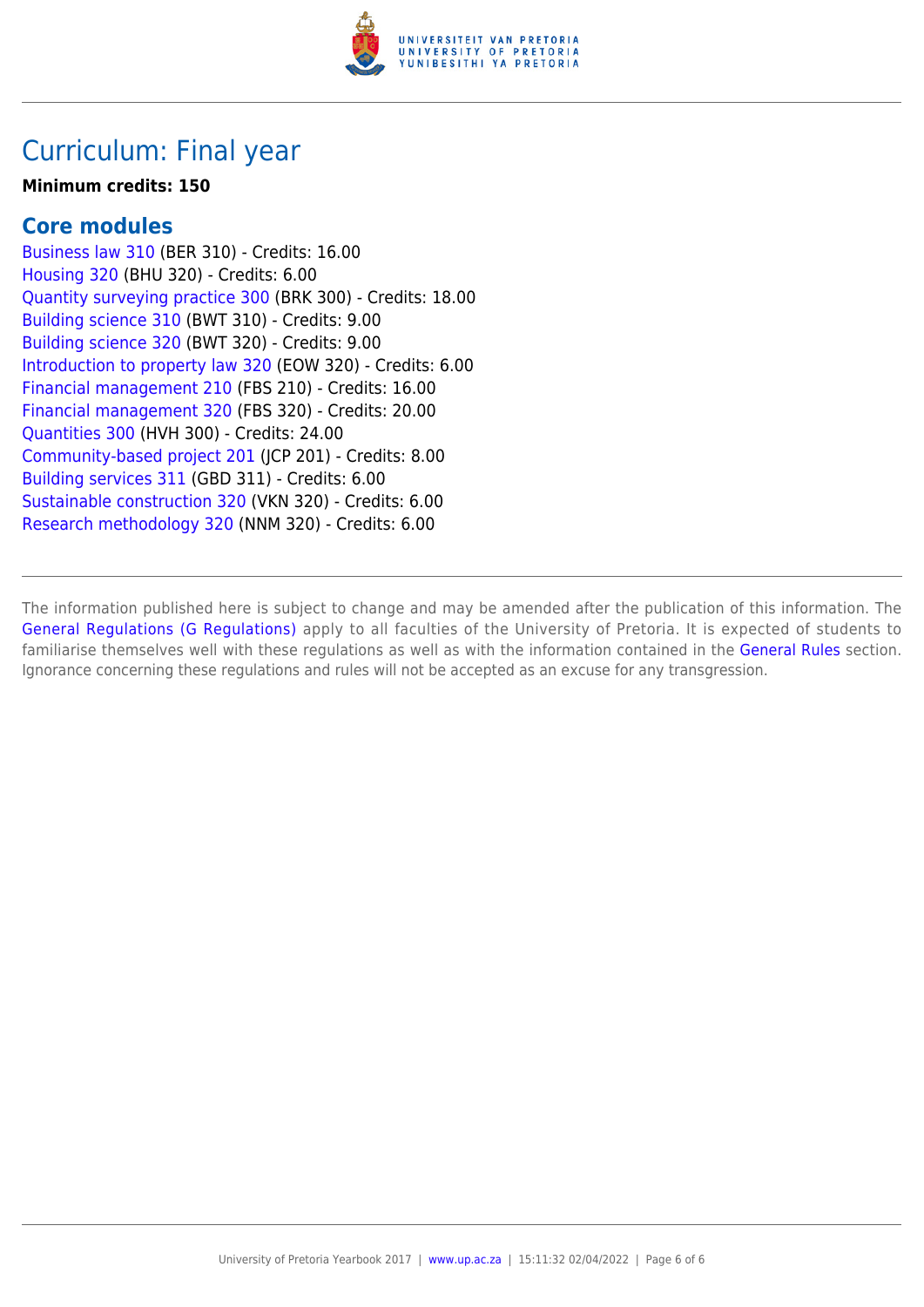# Curriculum: Final year

**Minimum credits: 150**

## Core modules

Business law 310 (BER 310) - Credits: 16.00
Housing 320 (BHU 320) - Credits: 6.00
Quantity surveying practice 300 (BRK 300) - Credits: 18.00
Building science 310 (BWT 310) - Credits: 9.00
Building science 320 (BWT 320) - Credits: 9.00
Introduction to property law 320 (EOW 320) - Credits: 6.00
Financial management 210 (FBS 210) - Credits: 16.00
Financial management 320 (FBS 320) - Credits: 20.00
Quantities 300 (HVH 300) - Credits: 24.00
Community-based project 201 (JCP 201) - Credits: 8.00
Building services 311 (GBD 311) - Credits: 6.00
Sustainable construction 320 (VKN 320) - Credits: 6.00
Research methodology 320 (NNM 320) - Credits: 6.00

---

The information published here is subject to change and may be amended after the publication of this information. The General Regulations (G Regulations) apply to all faculties of the University of Pretoria. It is expected of students to familiarise themselves well with these regulations as well as with the information contained in the General Rules section. Ignorance concerning these regulations and rules will not be accepted as an excuse for any transgression.